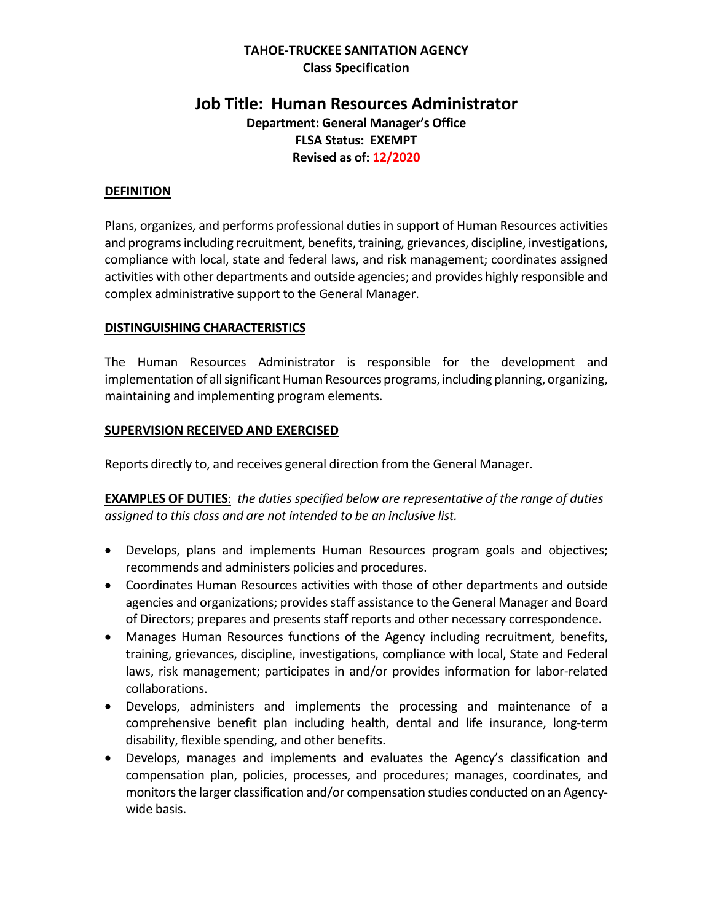**TAHOE-TRUCKEE SANITATION AGENCY**
**Class Specification**

# Job Title: Human Resources Administrator

**Department: General Manager's Office**
**FLSA Status: EXEMPT**
**Revised as of: 12/2020**

## DEFINITION

Plans, organizes, and performs professional duties in support of Human Resources activities and programs including recruitment, benefits, training, grievances, discipline, investigations, compliance with local, state and federal laws, and risk management; coordinates assigned activities with other departments and outside agencies; and provides highly responsible and complex administrative support to the General Manager.

## DISTINGUISHING CHARACTERISTICS

The Human Resources Administrator is responsible for the development and implementation of all significant Human Resources programs, including planning, organizing, maintaining and implementing program elements.

## SUPERVISION RECEIVED AND EXERCISED

Reports directly to, and receives general direction from the General Manager.

**EXAMPLES OF DUTIES**: *the duties specified below are representative of the range of duties assigned to this class and are not intended to be an inclusive list.*

- Develops, plans and implements Human Resources program goals and objectives; recommends and administers policies and procedures.
- Coordinates Human Resources activities with those of other departments and outside agencies and organizations; provides staff assistance to the General Manager and Board of Directors; prepares and presents staff reports and other necessary correspondence.
- Manages Human Resources functions of the Agency including recruitment, benefits, training, grievances, discipline, investigations, compliance with local, State and Federal laws, risk management; participates in and/or provides information for labor-related collaborations.
- Develops, administers and implements the processing and maintenance of a comprehensive benefit plan including health, dental and life insurance, long-term disability, flexible spending, and other benefits.
- Develops, manages and implements and evaluates the Agency's classification and compensation plan, policies, processes, and procedures; manages, coordinates, and monitors the larger classification and/or compensation studies conducted on an Agency-wide basis.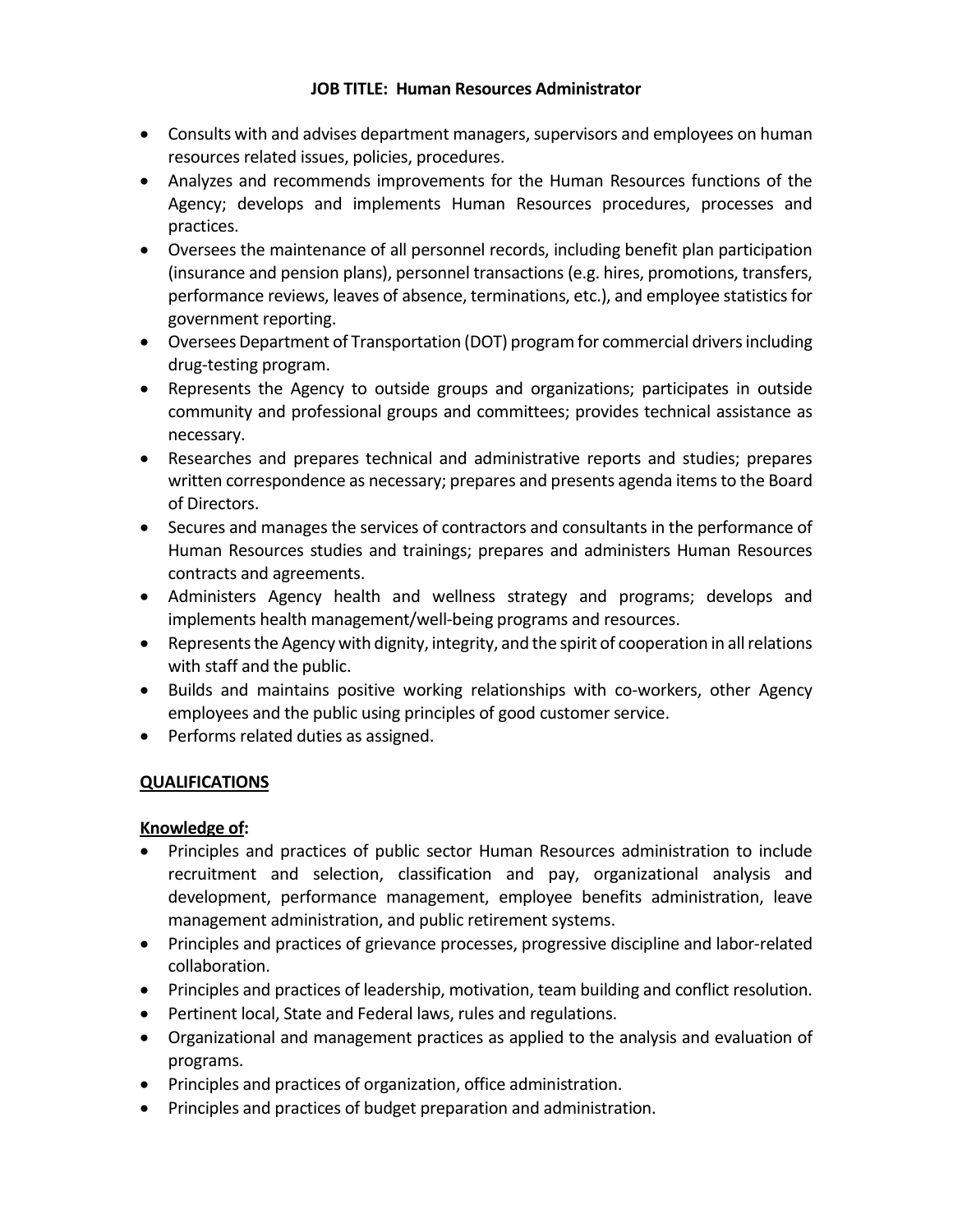**JOB TITLE: Human Resources Administrator**

- Consults with and advises department managers, supervisors and employees on human resources related issues, policies, procedures.
- Analyzes and recommends improvements for the Human Resources functions of the Agency; develops and implements Human Resources procedures, processes and practices.
- Oversees the maintenance of all personnel records, including benefit plan participation (insurance and pension plans), personnel transactions (e.g. hires, promotions, transfers, performance reviews, leaves of absence, terminations, etc.), and employee statistics for government reporting.
- Oversees Department of Transportation (DOT) program for commercial drivers including drug-testing program.
- Represents the Agency to outside groups and organizations; participates in outside community and professional groups and committees; provides technical assistance as necessary.
- Researches and prepares technical and administrative reports and studies; prepares written correspondence as necessary; prepares and presents agenda items to the Board of Directors.
- Secures and manages the services of contractors and consultants in the performance of Human Resources studies and trainings; prepares and administers Human Resources contracts and agreements.
- Administers Agency health and wellness strategy and programs; develops and implements health management/well-being programs and resources.
- Represents the Agency with dignity, integrity, and the spirit of cooperation in all relations with staff and the public.
- Builds and maintains positive working relationships with co-workers, other Agency employees and the public using principles of good customer service.
- Performs related duties as assigned.

**<u>QUALIFICATIONS</u>**

**<u>Knowledge of</u>:**

- Principles and practices of public sector Human Resources administration to include recruitment and selection, classification and pay, organizational analysis and development, performance management, employee benefits administration, leave management administration, and public retirement systems.
- Principles and practices of grievance processes, progressive discipline and labor-related collaboration.
- Principles and practices of leadership, motivation, team building and conflict resolution.
- Pertinent local, State and Federal laws, rules and regulations.
- Organizational and management practices as applied to the analysis and evaluation of programs.
- Principles and practices of organization, office administration.
- Principles and practices of budget preparation and administration.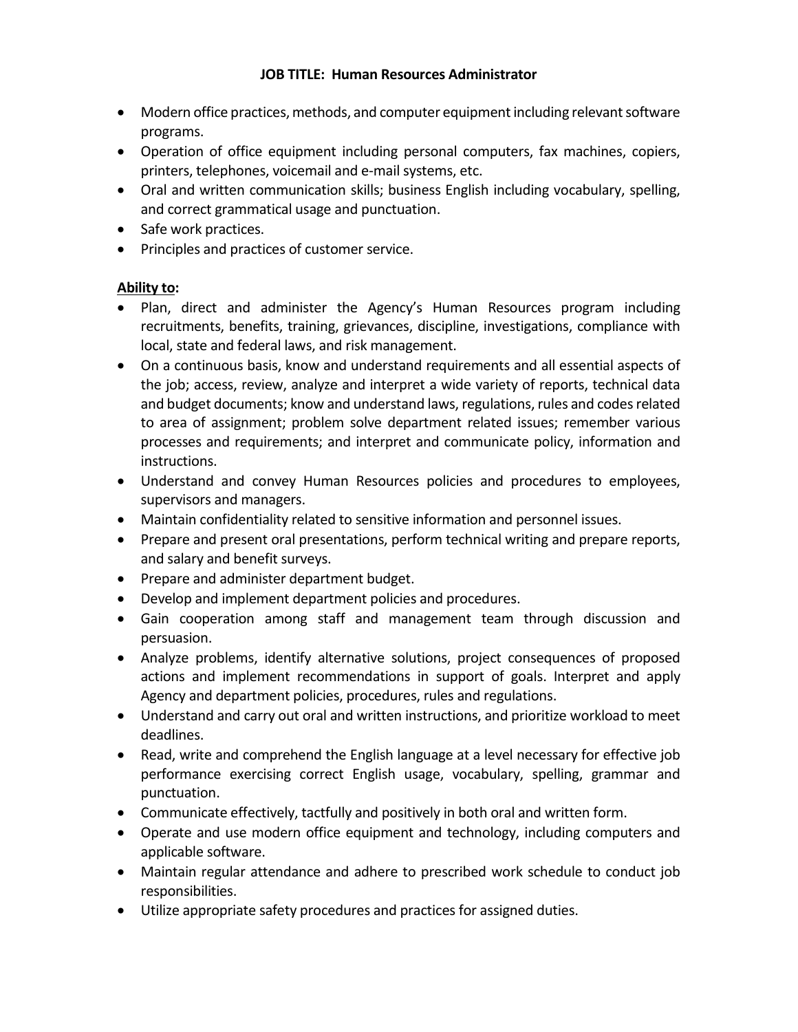**JOB TITLE: Human Resources Administrator**

- Modern office practices, methods, and computer equipment including relevant software programs.
- Operation of office equipment including personal computers, fax machines, copiers, printers, telephones, voicemail and e-mail systems, etc.
- Oral and written communication skills; business English including vocabulary, spelling, and correct grammatical usage and punctuation.
- Safe work practices.
- Principles and practices of customer service.

**Ability to:**

- Plan, direct and administer the Agency's Human Resources program including recruitments, benefits, training, grievances, discipline, investigations, compliance with local, state and federal laws, and risk management.
- On a continuous basis, know and understand requirements and all essential aspects of the job; access, review, analyze and interpret a wide variety of reports, technical data and budget documents; know and understand laws, regulations, rules and codes related to area of assignment; problem solve department related issues; remember various processes and requirements; and interpret and communicate policy, information and instructions.
- Understand and convey Human Resources policies and procedures to employees, supervisors and managers.
- Maintain confidentiality related to sensitive information and personnel issues.
- Prepare and present oral presentations, perform technical writing and prepare reports, and salary and benefit surveys.
- Prepare and administer department budget.
- Develop and implement department policies and procedures.
- Gain cooperation among staff and management team through discussion and persuasion.
- Analyze problems, identify alternative solutions, project consequences of proposed actions and implement recommendations in support of goals. Interpret and apply Agency and department policies, procedures, rules and regulations.
- Understand and carry out oral and written instructions, and prioritize workload to meet deadlines.
- Read, write and comprehend the English language at a level necessary for effective job performance exercising correct English usage, vocabulary, spelling, grammar and punctuation.
- Communicate effectively, tactfully and positively in both oral and written form.
- Operate and use modern office equipment and technology, including computers and applicable software.
- Maintain regular attendance and adhere to prescribed work schedule to conduct job responsibilities.
- Utilize appropriate safety procedures and practices for assigned duties.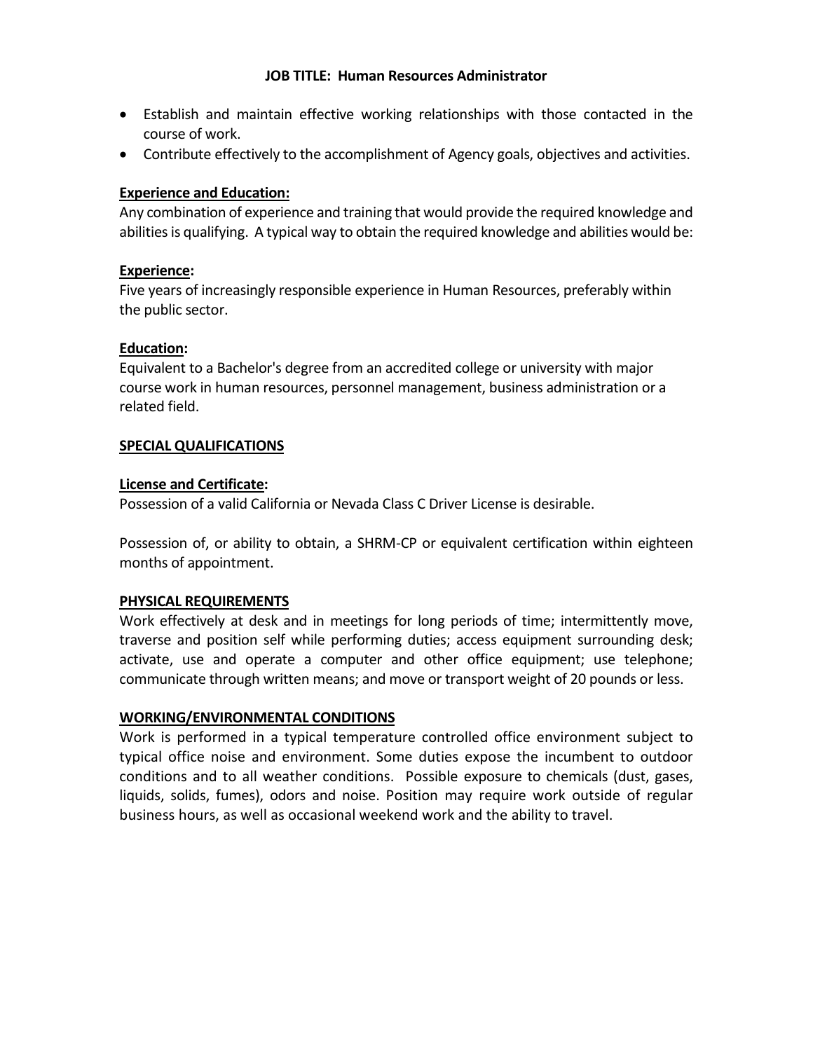**JOB TITLE: Human Resources Administrator**

- Establish and maintain effective working relationships with those contacted in the course of work.
- Contribute effectively to the accomplishment of Agency goals, objectives and activities.

**Experience and Education:**

Any combination of experience and training that would provide the required knowledge and abilities is qualifying. A typical way to obtain the required knowledge and abilities would be:

**Experience:**

Five years of increasingly responsible experience in Human Resources, preferably within the public sector.

**Education:**

Equivalent to a Bachelor's degree from an accredited college or university with major course work in human resources, personnel management, business administration or a related field.

## SPECIAL QUALIFICATIONS

**License and Certificate:**

Possession of a valid California or Nevada Class C Driver License is desirable.

Possession of, or ability to obtain, a SHRM-CP or equivalent certification within eighteen months of appointment.

## PHYSICAL REQUIREMENTS

Work effectively at desk and in meetings for long periods of time; intermittently move, traverse and position self while performing duties; access equipment surrounding desk; activate, use and operate a computer and other office equipment; use telephone; communicate through written means; and move or transport weight of 20 pounds or less.

## WORKING/ENVIRONMENTAL CONDITIONS

Work is performed in a typical temperature controlled office environment subject to typical office noise and environment. Some duties expose the incumbent to outdoor conditions and to all weather conditions. Possible exposure to chemicals (dust, gases, liquids, solids, fumes), odors and noise. Position may require work outside of regular business hours, as well as occasional weekend work and the ability to travel.